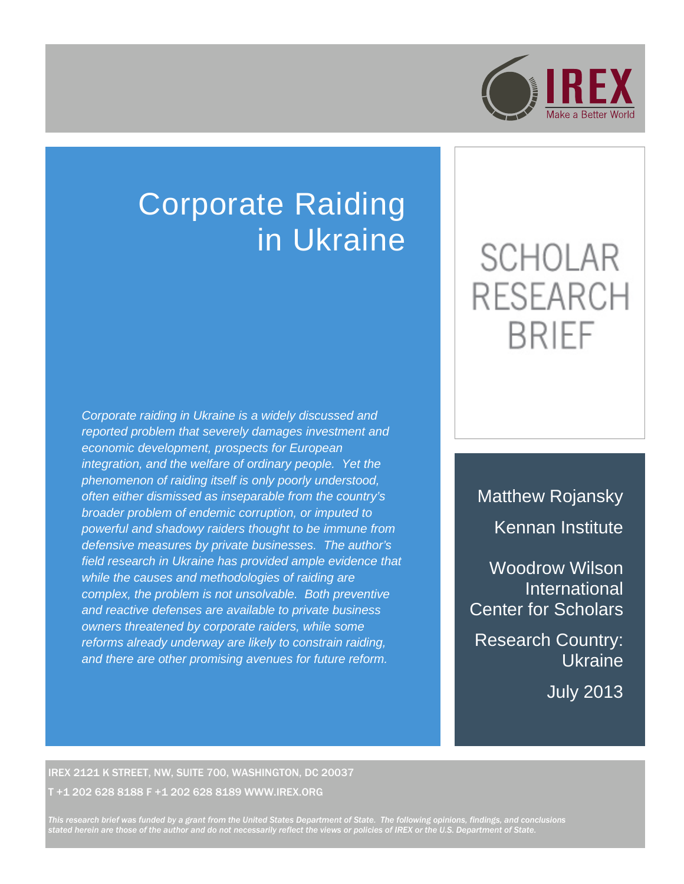IREX

Make a Better World

# Corporate Raiding in Ukraine

SCHOLAR RESEARCH BRIEF

*Corporate raiding in Ukraine is a widely discussed and reported problem that severely damages investment and economic development, prospects for European integration, and the welfare of ordinary people. Yet the phenomenon of raiding itself is only poorly understood, often either dismissed as inseparable from the country's broader problem of endemic corruption, or imputed to powerful and shadowy raiders thought to be immune from defensive measures by private businesses. The author's field research in Ukraine has provided ample evidence that while the causes and methodologies of raiding are complex, the problem is not unsolvable. Both preventive and reactive defenses are available to private business owners threatened by corporate raiders, while some reforms already underway are likely to constrain raiding, and there are other promising avenues for future reform.*

Matthew Rojansky

Kennan Institute

Woodrow Wilson International Center for Scholars

Research Country: Ukraine

July 2013

IREX 2121 K STREET, NW, SUITE 700, WASHINGTON, DC 20037

T +1 202 628 8188 F +1 202 628 8189 WWW.IREX.ORG

*This research brief was funded by a grant from the United States Department of State. The following opinions, findings, and conclusions stated herein are those of the author and do not necessarily reflect the views or policies of IREX or the U.S. Department of State.*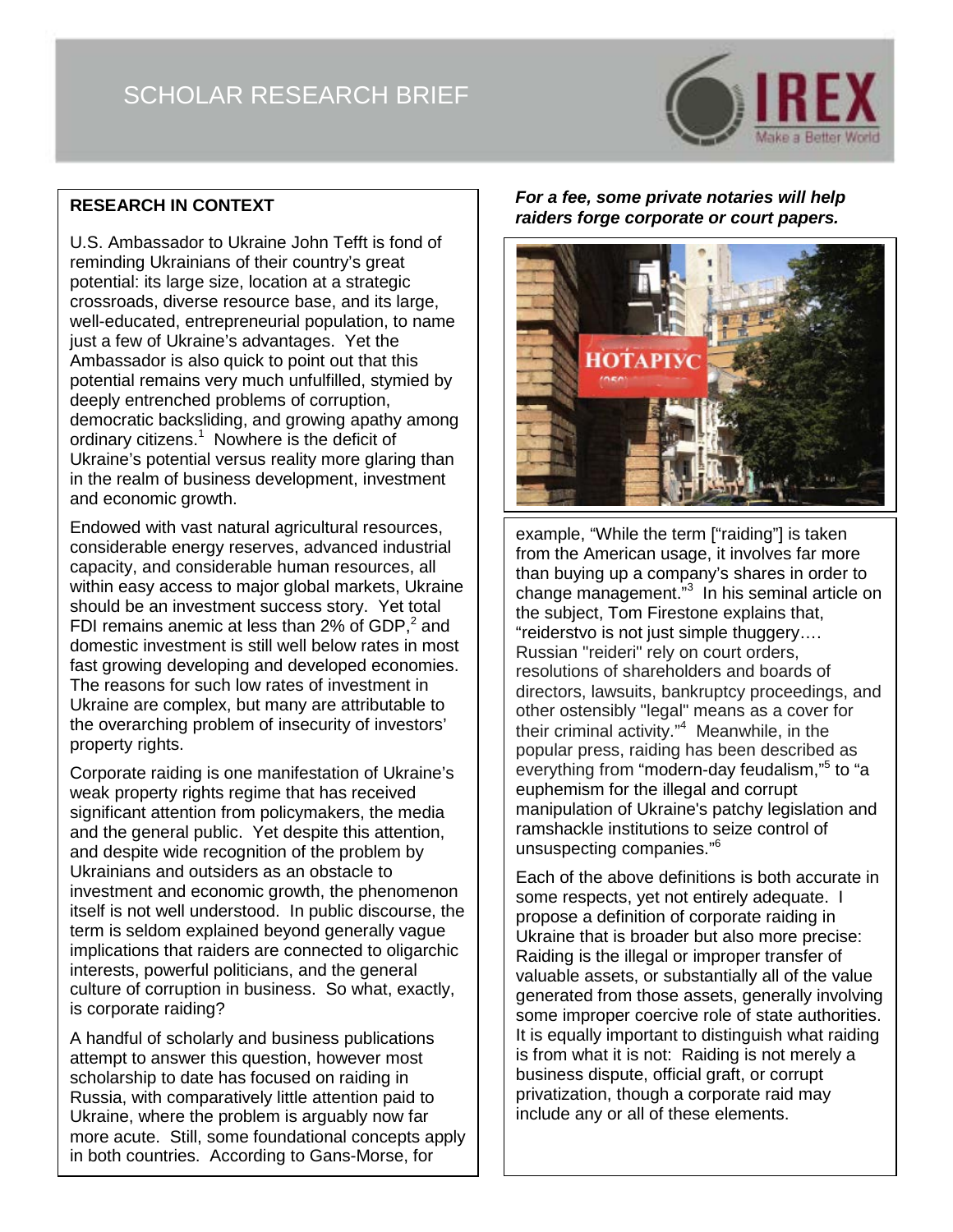# SCHOLAR RESEARCH BRIEF

## RESEARCH IN CONTEXT

U.S. Ambassador to Ukraine John Tefft is fond of reminding Ukrainians of their country's great potential: its large size, location at a strategic crossroads, diverse resource base, and its large, well-educated, entrepreneurial population, to name just a few of Ukraine's advantages. Yet the Ambassador is also quick to point out that this potential remains very much unfulfilled, stymied by deeply entrenched problems of corruption, democratic backsliding, and growing apathy among ordinary citizens.[1] Nowhere is the deficit of Ukraine's potential versus reality more glaring than in the realm of business development, investment and economic growth.

Endowed with vast natural agricultural resources, considerable energy reserves, advanced industrial capacity, and considerable human resources, all within easy access to major global markets, Ukraine should be an investment success story. Yet total FDI remains anemic at less than 2% of GDP,[2] and domestic investment is still well below rates in most fast growing developing and developed economies. The reasons for such low rates of investment in Ukraine are complex, but many are attributable to the overarching problem of insecurity of investors' property rights.

Corporate raiding is one manifestation of Ukraine's weak property rights regime that has received significant attention from policymakers, the media and the general public. Yet despite this attention, and despite wide recognition of the problem by Ukrainians and outsiders as an obstacle to investment and economic growth, the phenomenon itself is not well understood. In public discourse, the term is seldom explained beyond generally vague implications that raiders are connected to oligarchic interests, powerful politicians, and the general culture of corruption in business. So what, exactly, is corporate raiding?

A handful of scholarly and business publications attempt to answer this question, however most scholarship to date has focused on raiding in Russia, with comparatively little attention paid to Ukraine, where the problem is arguably now far more acute. Still, some foundational concepts apply in both countries. According to Gans-Morse, for example, "While the term ["raiding"] is taken from the American usage, it involves far more than buying up a company's shares in order to change management."[3] In his seminal article on the subject, Tom Firestone explains that, "reiderstvo is not just simple thuggery…. Russian "reideri" rely on court orders, resolutions of shareholders and boards of directors, lawsuits, bankruptcy proceedings, and other ostensibly "legal" means as a cover for their criminal activity."[4] Meanwhile, in the popular press, raiding has been described as everything from "modern-day feudalism,"[5] to "a euphemism for the illegal and corrupt manipulation of Ukraine's patchy legislation and ramshackle institutions to seize control of unsuspecting companies."[6]

Each of the above definitions is both accurate in some respects, yet not entirely adequate. I propose a definition of corporate raiding in Ukraine that is broader but also more precise: Raiding is the illegal or improper transfer of valuable assets, or substantially all of the value generated from those assets, generally involving some improper coercive role of state authorities. It is equally important to distinguish what raiding is from what it is not: Raiding is not merely a business dispute, official graft, or corrupt privatization, though a corporate raid may include any or all of these elements.

***For a fee, some private notaries will help raiders forge corporate or court papers.***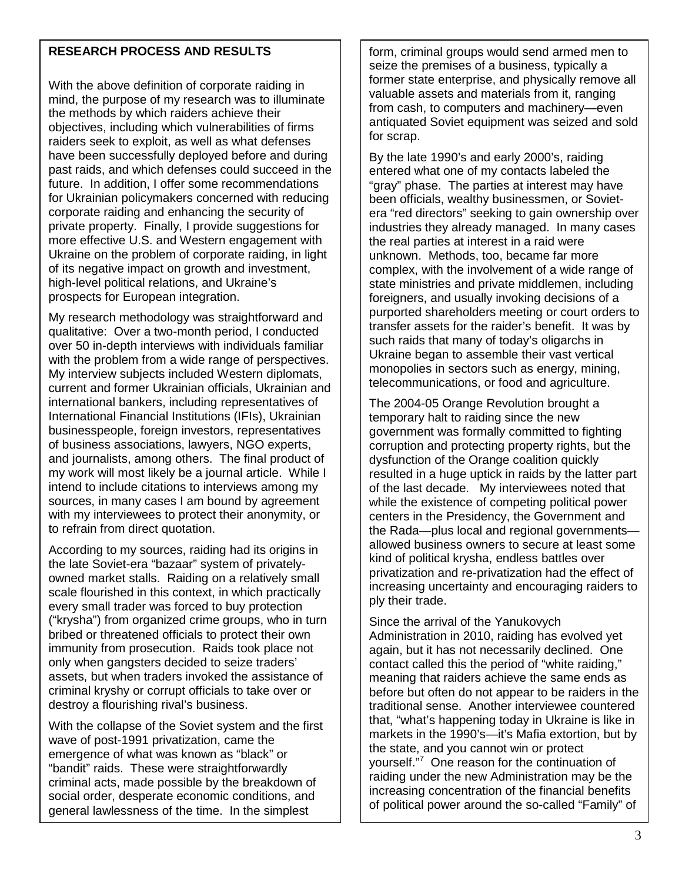## RESEARCH PROCESS AND RESULTS

With the above definition of corporate raiding in mind, the purpose of my research was to illuminate the methods by which raiders achieve their objectives, including which vulnerabilities of firms raiders seek to exploit, as well as what defenses have been successfully deployed before and during past raids, and which defenses could succeed in the future. In addition, I offer some recommendations for Ukrainian policymakers concerned with reducing corporate raiding and enhancing the security of private property. Finally, I provide suggestions for more effective U.S. and Western engagement with Ukraine on the problem of corporate raiding, in light of its negative impact on growth and investment, high-level political relations, and Ukraine's prospects for European integration.

My research methodology was straightforward and qualitative: Over a two-month period, I conducted over 50 in-depth interviews with individuals familiar with the problem from a wide range of perspectives. My interview subjects included Western diplomats, current and former Ukrainian officials, Ukrainian and international bankers, including representatives of International Financial Institutions (IFIs), Ukrainian businesspeople, foreign investors, representatives of business associations, lawyers, NGO experts, and journalists, among others. The final product of my work will most likely be a journal article. While I intend to include citations to interviews among my sources, in many cases I am bound by agreement with my interviewees to protect their anonymity, or to refrain from direct quotation.

According to my sources, raiding had its origins in the late Soviet-era "bazaar" system of privately-owned market stalls. Raiding on a relatively small scale flourished in this context, in which practically every small trader was forced to buy protection ("krysha") from organized crime groups, who in turn bribed or threatened officials to protect their own immunity from prosecution. Raids took place not only when gangsters decided to seize traders' assets, but when traders invoked the assistance of criminal kryshy or corrupt officials to take over or destroy a flourishing rival's business.

With the collapse of the Soviet system and the first wave of post-1991 privatization, came the emergence of what was known as "black" or "bandit" raids. These were straightforwardly criminal acts, made possible by the breakdown of social order, desperate economic conditions, and general lawlessness of the time. In the simplest form, criminal groups would send armed men to seize the premises of a business, typically a former state enterprise, and physically remove all valuable assets and materials from it, ranging from cash, to computers and machinery—even antiquated Soviet equipment was seized and sold for scrap.

By the late 1990's and early 2000's, raiding entered what one of my contacts labeled the "gray" phase. The parties at interest may have been officials, wealthy businessmen, or Soviet-era "red directors" seeking to gain ownership over industries they already managed. In many cases the real parties at interest in a raid were unknown. Methods, too, became far more complex, with the involvement of a wide range of state ministries and private middlemen, including foreigners, and usually invoking decisions of a purported shareholders meeting or court orders to transfer assets for the raider's benefit. It was by such raids that many of today's oligarchs in Ukraine began to assemble their vast vertical monopolies in sectors such as energy, mining, telecommunications, or food and agriculture.

The 2004-05 Orange Revolution brought a temporary halt to raiding since the new government was formally committed to fighting corruption and protecting property rights, but the dysfunction of the Orange coalition quickly resulted in a huge uptick in raids by the latter part of the last decade. My interviewees noted that while the existence of competing political power centers in the Presidency, the Government and the Rada—plus local and regional governments—allowed business owners to secure at least some kind of political krysha, endless battles over privatization and re-privatization had the effect of increasing uncertainty and encouraging raiders to ply their trade.

Since the arrival of the Yanukovych Administration in 2010, raiding has evolved yet again, but it has not necessarily declined. One contact called this the period of "white raiding," meaning that raiders achieve the same ends as before but often do not appear to be raiders in the traditional sense. Another interviewee countered that, "what's happening today in Ukraine is like in markets in the 1990's—it's Mafia extortion, but by the state, and you cannot win or protect yourself."[7] One reason for the continuation of raiding under the new Administration may be the increasing concentration of the financial benefits of political power around the so-called "Family" of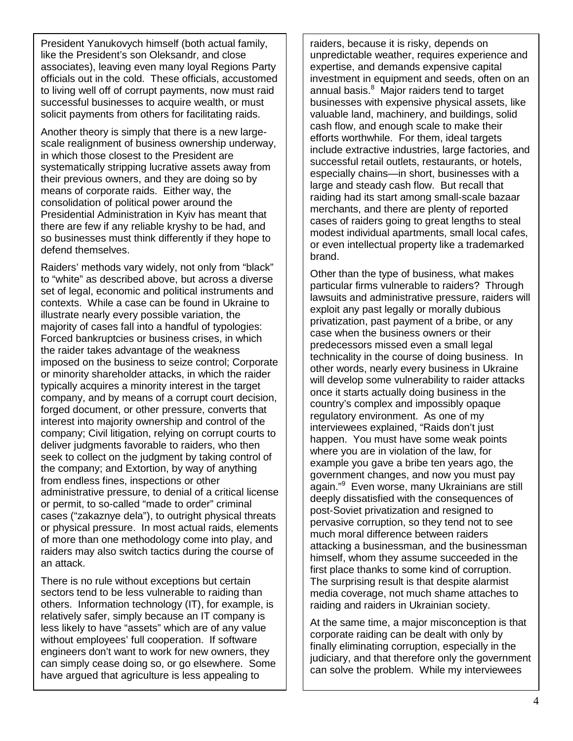President Yanukovych himself (both actual family, like the President's son Oleksandr, and close associates), leaving even many loyal Regions Party officials out in the cold. These officials, accustomed to living well off of corrupt payments, now must raid successful businesses to acquire wealth, or must solicit payments from others for facilitating raids.

Another theory is simply that there is a new large-scale realignment of business ownership underway, in which those closest to the President are systematically stripping lucrative assets away from their previous owners, and they are doing so by means of corporate raids. Either way, the consolidation of political power around the Presidential Administration in Kyiv has meant that there are few if any reliable kryshy to be had, and so businesses must think differently if they hope to defend themselves.

Raiders' methods vary widely, not only from "black" to "white" as described above, but across a diverse set of legal, economic and political instruments and contexts. While a case can be found in Ukraine to illustrate nearly every possible variation, the majority of cases fall into a handful of typologies: Forced bankruptcies or business crises, in which the raider takes advantage of the weakness imposed on the business to seize control; Corporate or minority shareholder attacks, in which the raider typically acquires a minority interest in the target company, and by means of a corrupt court decision, forged document, or other pressure, converts that interest into majority ownership and control of the company; Civil litigation, relying on corrupt courts to deliver judgments favorable to raiders, who then seek to collect on the judgment by taking control of the company; and Extortion, by way of anything from endless fines, inspections or other administrative pressure, to denial of a critical license or permit, to so-called "made to order" criminal cases ("zakaznye dela"), to outright physical threats or physical pressure. In most actual raids, elements of more than one methodology come into play, and raiders may also switch tactics during the course of an attack.

There is no rule without exceptions but certain sectors tend to be less vulnerable to raiding than others. Information technology (IT), for example, is relatively safer, simply because an IT company is less likely to have "assets" which are of any value without employees' full cooperation. If software engineers don't want to work for new owners, they can simply cease doing so, or go elsewhere. Some have argued that agriculture is less appealing to raiders, because it is risky, depends on unpredictable weather, requires experience and expertise, and demands expensive capital investment in equipment and seeds, often on an annual basis.[8] Major raiders tend to target businesses with expensive physical assets, like valuable land, machinery, and buildings, solid cash flow, and enough scale to make their efforts worthwhile. For them, ideal targets include extractive industries, large factories, and successful retail outlets, restaurants, or hotels, especially chains—in short, businesses with a large and steady cash flow. But recall that raiding had its start among small-scale bazaar merchants, and there are plenty of reported cases of raiders going to great lengths to steal modest individual apartments, small local cafes, or even intellectual property like a trademarked brand.

Other than the type of business, what makes particular firms vulnerable to raiders? Through lawsuits and administrative pressure, raiders will exploit any past legally or morally dubious privatization, past payment of a bribe, or any case when the business owners or their predecessors missed even a small legal technicality in the course of doing business. In other words, nearly every business in Ukraine will develop some vulnerability to raider attacks once it starts actually doing business in the country's complex and impossibly opaque regulatory environment. As one of my interviewees explained, "Raids don't just happen. You must have some weak points where you are in violation of the law, for example you gave a bribe ten years ago, the government changes, and now you must pay again."[9] Even worse, many Ukrainians are still deeply dissatisfied with the consequences of post-Soviet privatization and resigned to pervasive corruption, so they tend not to see much moral difference between raiders attacking a businessman, and the businessman himself, whom they assume succeeded in the first place thanks to some kind of corruption. The surprising result is that despite alarmist media coverage, not much shame attaches to raiding and raiders in Ukrainian society.

At the same time, a major misconception is that corporate raiding can be dealt with only by finally eliminating corruption, especially in the judiciary, and that therefore only the government can solve the problem. While my interviewees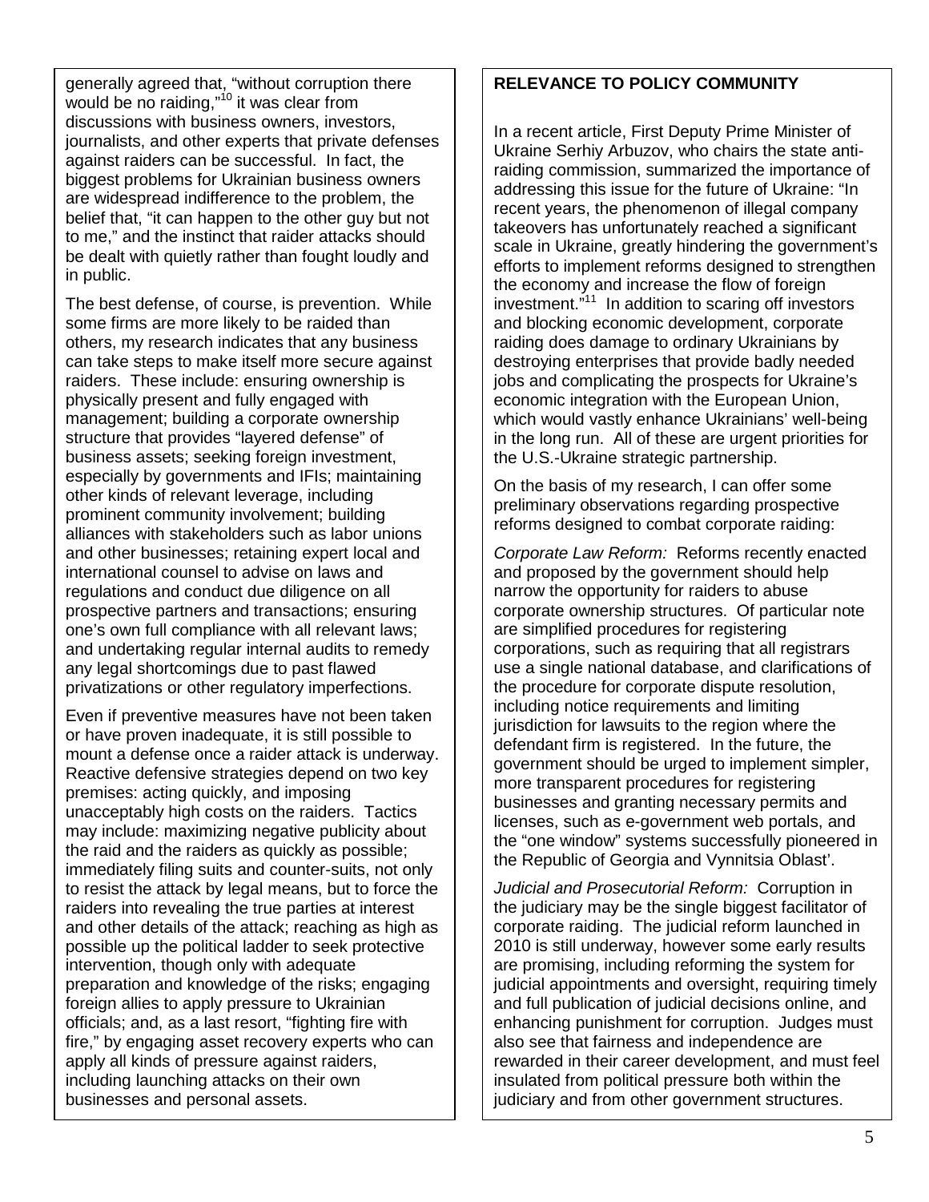generally agreed that, "without corruption there would be no raiding,"[10] it was clear from discussions with business owners, investors, journalists, and other experts that private defenses against raiders can be successful. In fact, the biggest problems for Ukrainian business owners are widespread indifference to the problem, the belief that, "it can happen to the other guy but not to me," and the instinct that raider attacks should be dealt with quietly rather than fought loudly and in public.

The best defense, of course, is prevention. While some firms are more likely to be raided than others, my research indicates that any business can take steps to make itself more secure against raiders. These include: ensuring ownership is physically present and fully engaged with management; building a corporate ownership structure that provides "layered defense" of business assets; seeking foreign investment, especially by governments and IFIs; maintaining other kinds of relevant leverage, including prominent community involvement; building alliances with stakeholders such as labor unions and other businesses; retaining expert local and international counsel to advise on laws and regulations and conduct due diligence on all prospective partners and transactions; ensuring one's own full compliance with all relevant laws; and undertaking regular internal audits to remedy any legal shortcomings due to past flawed privatizations or other regulatory imperfections.

Even if preventive measures have not been taken or have proven inadequate, it is still possible to mount a defense once a raider attack is underway. Reactive defensive strategies depend on two key premises: acting quickly, and imposing unacceptably high costs on the raiders. Tactics may include: maximizing negative publicity about the raid and the raiders as quickly as possible; immediately filing suits and counter-suits, not only to resist the attack by legal means, but to force the raiders into revealing the true parties at interest and other details of the attack; reaching as high as possible up the political ladder to seek protective intervention, though only with adequate preparation and knowledge of the risks; engaging foreign allies to apply pressure to Ukrainian officials; and, as a last resort, "fighting fire with fire," by engaging asset recovery experts who can apply all kinds of pressure against raiders, including launching attacks on their own businesses and personal assets.

**RELEVANCE TO POLICY COMMUNITY**

In a recent article, First Deputy Prime Minister of Ukraine Serhiy Arbuzov, who chairs the state anti-raiding commission, summarized the importance of addressing this issue for the future of Ukraine: "In recent years, the phenomenon of illegal company takeovers has unfortunately reached a significant scale in Ukraine, greatly hindering the government's efforts to implement reforms designed to strengthen the economy and increase the flow of foreign investment."[11] In addition to scaring off investors and blocking economic development, corporate raiding does damage to ordinary Ukrainians by destroying enterprises that provide badly needed jobs and complicating the prospects for Ukraine's economic integration with the European Union, which would vastly enhance Ukrainians' well-being in the long run. All of these are urgent priorities for the U.S.-Ukraine strategic partnership.

On the basis of my research, I can offer some preliminary observations regarding prospective reforms designed to combat corporate raiding:

*Corporate Law Reform:* Reforms recently enacted and proposed by the government should help narrow the opportunity for raiders to abuse corporate ownership structures. Of particular note are simplified procedures for registering corporations, such as requiring that all registrars use a single national database, and clarifications of the procedure for corporate dispute resolution, including notice requirements and limiting jurisdiction for lawsuits to the region where the defendant firm is registered. In the future, the government should be urged to implement simpler, more transparent procedures for registering businesses and granting necessary permits and licenses, such as e-government web portals, and the "one window" systems successfully pioneered in the Republic of Georgia and Vynnitsia Oblast'.

*Judicial and Prosecutorial Reform:* Corruption in the judiciary may be the single biggest facilitator of corporate raiding. The judicial reform launched in 2010 is still underway, however some early results are promising, including reforming the system for judicial appointments and oversight, requiring timely and full publication of judicial decisions online, and enhancing punishment for corruption. Judges must also see that fairness and independence are rewarded in their career development, and must feel insulated from political pressure both within the judiciary and from other government structures.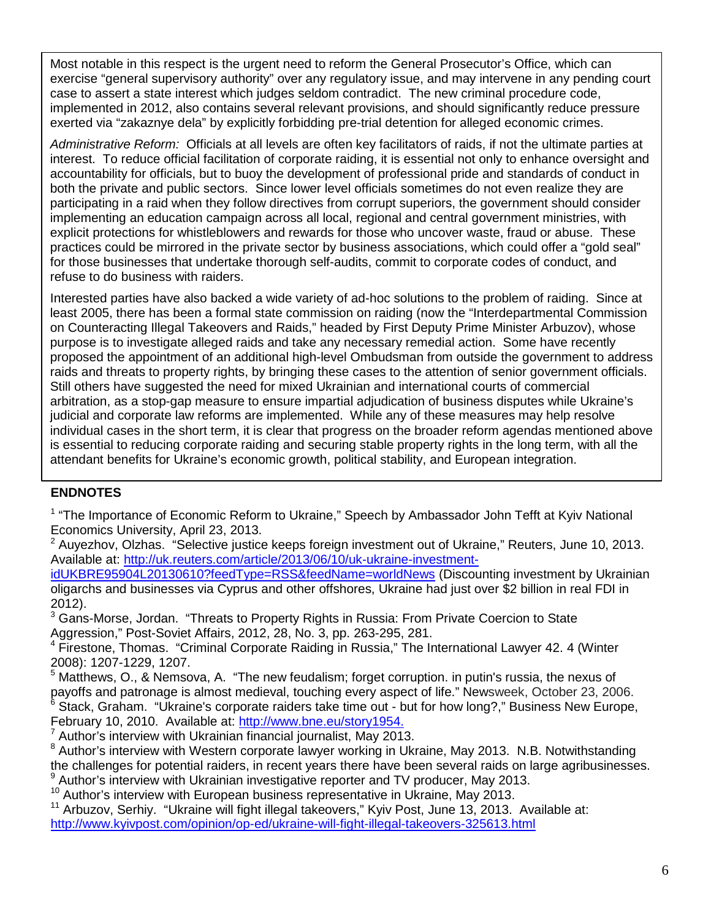Most notable in this respect is the urgent need to reform the General Prosecutor's Office, which can exercise "general supervisory authority" over any regulatory issue, and may intervene in any pending court case to assert a state interest which judges seldom contradict. The new criminal procedure code, implemented in 2012, also contains several relevant provisions, and should significantly reduce pressure exerted via "zakaznye dela" by explicitly forbidding pre-trial detention for alleged economic crimes.

*Administrative Reform:* Officials at all levels are often key facilitators of raids, if not the ultimate parties at interest. To reduce official facilitation of corporate raiding, it is essential not only to enhance oversight and accountability for officials, but to buoy the development of professional pride and standards of conduct in both the private and public sectors. Since lower level officials sometimes do not even realize they are participating in a raid when they follow directives from corrupt superiors, the government should consider implementing an education campaign across all local, regional and central government ministries, with explicit protections for whistleblowers and rewards for those who uncover waste, fraud or abuse. These practices could be mirrored in the private sector by business associations, which could offer a "gold seal" for those businesses that undertake thorough self-audits, commit to corporate codes of conduct, and refuse to do business with raiders.

Interested parties have also backed a wide variety of ad-hoc solutions to the problem of raiding. Since at least 2005, there has been a formal state commission on raiding (now the "Interdepartmental Commission on Counteracting Illegal Takeovers and Raids," headed by First Deputy Prime Minister Arbuzov), whose purpose is to investigate alleged raids and take any necessary remedial action. Some have recently proposed the appointment of an additional high-level Ombudsman from outside the government to address raids and threats to property rights, by bringing these cases to the attention of senior government officials. Still others have suggested the need for mixed Ukrainian and international courts of commercial arbitration, as a stop-gap measure to ensure impartial adjudication of business disputes while Ukraine's judicial and corporate law reforms are implemented. While any of these measures may help resolve individual cases in the short term, it is clear that progress on the broader reform agendas mentioned above is essential to reducing corporate raiding and securing stable property rights in the long term, with all the attendant benefits for Ukraine's economic growth, political stability, and European integration.

## ENDNOTES

[1] "The Importance of Economic Reform to Ukraine," Speech by Ambassador John Tefft at Kyiv National Economics University, April 23, 2013.

[2] Auyezhov, Olzhas. "Selective justice keeps foreign investment out of Ukraine," Reuters, June 10, 2013. Available at: http://uk.reuters.com/article/2013/06/10/uk-ukraine-investment-idUKBRE95904L20130610?feedType=RSS&feedName=worldNews (Discounting investment by Ukrainian oligarchs and businesses via Cyprus and other offshores, Ukraine had just over $2 billion in real FDI in 2012).

[3] Gans-Morse, Jordan. "Threats to Property Rights in Russia: From Private Coercion to State Aggression," Post-Soviet Affairs, 2012, 28, No. 3, pp. 263-295, 281.

[4] Firestone, Thomas. "Criminal Corporate Raiding in Russia," The International Lawyer 42. 4 (Winter 2008): 1207-1229, 1207.

[5] Matthews, O., & Nemsova, A. "The new feudalism; forget corruption. in putin's russia, the nexus of payoffs and patronage is almost medieval, touching every aspect of life." Newsweek, October 23, 2006.

[6] Stack, Graham. "Ukraine's corporate raiders take time out - but for how long?," Business New Europe, February 10, 2010. Available at: http://www.bne.eu/story1954.

[7] Author's interview with Ukrainian financial journalist, May 2013.

[8] Author's interview with Western corporate lawyer working in Ukraine, May 2013. N.B. Notwithstanding the challenges for potential raiders, in recent years there have been several raids on large agribusinesses.

[9] Author's interview with Ukrainian investigative reporter and TV producer, May 2013.

[10] Author's interview with European business representative in Ukraine, May 2013.

[11] Arbuzov, Serhiy. "Ukraine will fight illegal takeovers," Kyiv Post, June 13, 2013. Available at: http://www.kyivpost.com/opinion/op-ed/ukraine-will-fight-illegal-takeovers-325613.html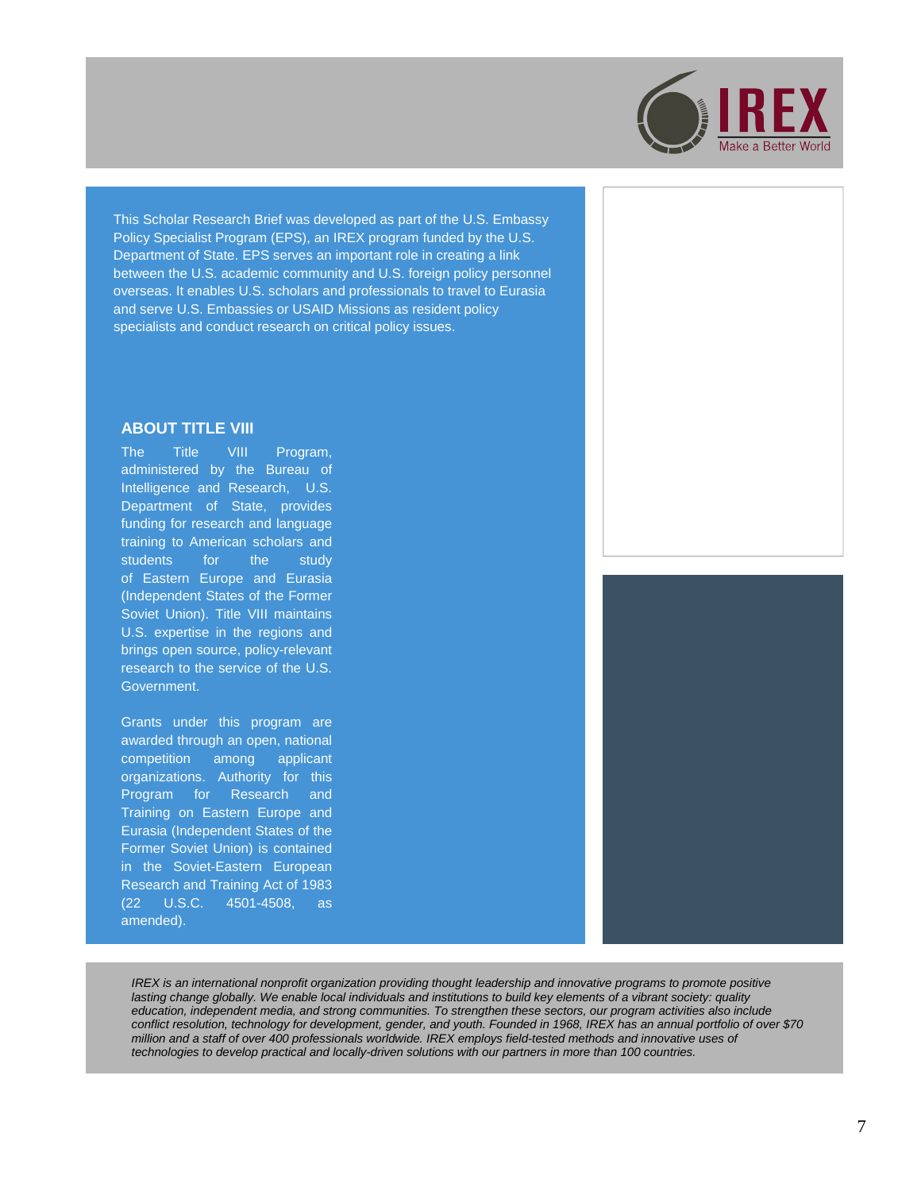This Scholar Research Brief was developed as part of the U.S. Embassy Policy Specialist Program (EPS), an IREX program funded by the U.S. Department of State. EPS serves an important role in creating a link between the U.S. academic community and U.S. foreign policy personnel overseas. It enables U.S. scholars and professionals to travel to Eurasia and serve U.S. Embassies or USAID Missions as resident policy specialists and conduct research on critical policy issues.

## ABOUT TITLE VIII

The Title VIII Program, administered by the Bureau of Intelligence and Research, U.S. Department of State, provides funding for research and language training to American scholars and students for the study of Eastern Europe and Eurasia (Independent States of the Former Soviet Union). Title VIII maintains U.S. expertise in the regions and brings open source, policy-relevant research to the service of the U.S. Government.

Grants under this program are awarded through an open, national competition among applicant organizations. Authority for this Program for Research and Training on Eastern Europe and Eurasia (Independent States of the Former Soviet Union) is contained in the Soviet-Eastern European Research and Training Act of 1983 (22 U.S.C. 4501-4508, as amended).

*IREX is an international nonprofit organization providing thought leadership and innovative programs to promote positive lasting change globally. We enable local individuals and institutions to build key elements of a vibrant society: quality education, independent media, and strong communities. To strengthen these sectors, our program activities also include conflict resolution, technology for development, gender, and youth. Founded in 1968, IREX has an annual portfolio of over $70 million and a staff of over 400 professionals worldwide. IREX employs field-tested methods and innovative uses of technologies to develop practical and locally-driven solutions with our partners in more than 100 countries.*